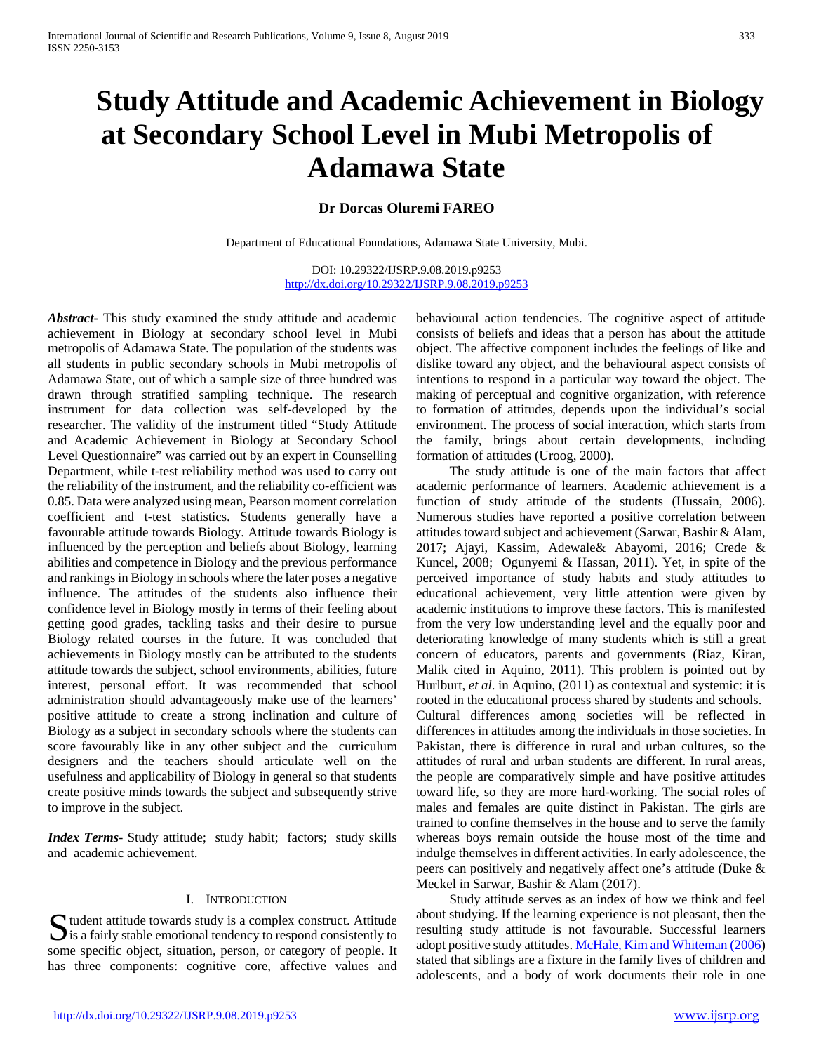# Study Attitude and Academic Achievement in Biology at Secondary School Level in Mubi Metropolis of Adamawa State

**Dr Dorcas Oluremi FAREO**

Department of Educational Foundations, Adamawa State University, Mubi.

DOI: 10.29322/IJSRP.9.08.2019.p9253
http://dx.doi.org/10.29322/IJSRP.9.08.2019.p9253

***Abstract-*** This study examined the study attitude and academic achievement in Biology at secondary school level in Mubi metropolis of Adamawa State. The population of the students was all students in public secondary schools in Mubi metropolis of Adamawa State, out of which a sample size of three hundred was drawn through stratified sampling technique. The research instrument for data collection was self-developed by the researcher. The validity of the instrument titled "Study Attitude and Academic Achievement in Biology at Secondary School Level Questionnaire" was carried out by an expert in Counselling Department, while t-test reliability method was used to carry out the reliability of the instrument, and the reliability co-efficient was 0.85. Data were analyzed using mean, Pearson moment correlation coefficient and t-test statistics. Students generally have a favourable attitude towards Biology. Attitude towards Biology is influenced by the perception and beliefs about Biology, learning abilities and competence in Biology and the previous performance and rankings in Biology in schools where the later poses a negative influence. The attitudes of the students also influence their confidence level in Biology mostly in terms of their feeling about getting good grades, tackling tasks and their desire to pursue Biology related courses in the future. It was concluded that achievements in Biology mostly can be attributed to the students attitude towards the subject, school environments, abilities, future interest, personal effort. It was recommended that school administration should advantageously make use of the learners' positive attitude to create a strong inclination and culture of Biology as a subject in secondary schools where the students can score favourably like in any other subject and the curriculum designers and the teachers should articulate well on the usefulness and applicability of Biology in general so that students create positive minds towards the subject and subsequently strive to improve in the subject.

***Index Terms-*** Study attitude; study habit; factors; study skills and academic achievement.

## I. Introduction

Student attitude towards study is a complex construct. Attitude is a fairly stable emotional tendency to respond consistently to some specific object, situation, person, or category of people. It has three components: cognitive core, affective values and behavioural action tendencies. The cognitive aspect of attitude consists of beliefs and ideas that a person has about the attitude object. The affective component includes the feelings of like and dislike toward any object, and the behavioural aspect consists of intentions to respond in a particular way toward the object. The making of perceptual and cognitive organization, with reference to formation of attitudes, depends upon the individual's social environment. The process of social interaction, which starts from the family, brings about certain developments, including formation of attitudes (Uroog, 2000).

The study attitude is one of the main factors that affect academic performance of learners. Academic achievement is a function of study attitude of the students (Hussain, 2006). Numerous studies have reported a positive correlation between attitudes toward subject and achievement (Sarwar, Bashir & Alam, 2017; Ajayi, Kassim, Adewale& Abayomi, 2016; Crede & Kuncel, 2008; Ogunyemi & Hassan, 2011). Yet, in spite of the perceived importance of study habits and study attitudes to educational achievement, very little attention were given by academic institutions to improve these factors. This is manifested from the very low understanding level and the equally poor and deteriorating knowledge of many students which is still a great concern of educators, parents and governments (Riaz, Kiran, Malik cited in Aquino, 2011). This problem is pointed out by Hurlburt, *et al*. in Aquino, (2011) as contextual and systemic: it is rooted in the educational process shared by students and schools. Cultural differences among societies will be reflected in differences in attitudes among the individuals in those societies. In Pakistan, there is difference in rural and urban cultures, so the attitudes of rural and urban students are different. In rural areas, the people are comparatively simple and have positive attitudes toward life, so they are more hard-working. The social roles of males and females are quite distinct in Pakistan. The girls are trained to confine themselves in the house and to serve the family whereas boys remain outside the house most of the time and indulge themselves in different activities. In early adolescence, the peers can positively and negatively affect one's attitude (Duke & Meckel in Sarwar, Bashir & Alam (2017).

Study attitude serves as an index of how we think and feel about studying. If the learning experience is not pleasant, then the resulting study attitude is not favourable. Successful learners adopt positive study attitudes. McHale, Kim and Whiteman (2006) stated that siblings are a fixture in the family lives of children and adolescents, and a body of work documents their role in one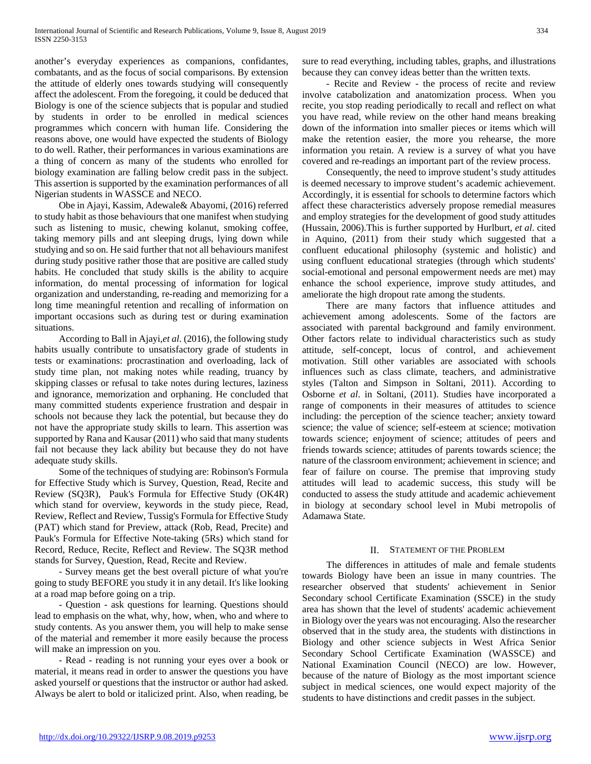another's everyday experiences as companions, confidantes, combatants, and as the focus of social comparisons. By extension the attitude of elderly ones towards studying will consequently affect the adolescent. From the foregoing, it could be deduced that Biology is one of the science subjects that is popular and studied by students in order to be enrolled in medical sciences programmes which concern with human life. Considering the reasons above, one would have expected the students of Biology to do well. Rather, their performances in various examinations are a thing of concern as many of the students who enrolled for biology examination are falling below credit pass in the subject. This assertion is supported by the examination performances of all Nigerian students in WASSCE and NECO.

Obe in Ajayi, Kassim, Adewale& Abayomi, (2016) referred to study habit as those behaviours that one manifest when studying such as listening to music, chewing kolanut, smoking coffee, taking memory pills and ant sleeping drugs, lying down while studying and so on. He said further that not all behaviours manifest during study positive rather those that are positive are called study habits. He concluded that study skills is the ability to acquire information, do mental processing of information for logical organization and understanding, re-reading and memorizing for a long time meaningful retention and recalling of information on important occasions such as during test or during examination situations.

According to Ball in Ajayi,*et al*. (2016), the following study habits usually contribute to unsatisfactory grade of students in tests or examinations: procrastination and overloading, lack of study time plan, not making notes while reading, truancy by skipping classes or refusal to take notes during lectures, laziness and ignorance, memorization and orphaning. He concluded that many committed students experience frustration and despair in schools not because they lack the potential, but because they do not have the appropriate study skills to learn. This assertion was supported by Rana and Kausar (2011) who said that many students fail not because they lack ability but because they do not have adequate study skills.

Some of the techniques of studying are: Robinson's Formula for Effective Study which is Survey, Question, Read, Recite and Review (SQ3R), Pauk's Formula for Effective Study (OK4R) which stand for overview, keywords in the study piece, Read, Review, Reflect and Review, Tussig's Formula for Effective Study (PAT) which stand for Preview, attack (Rob, Read, Precite) and Pauk's Formula for Effective Note-taking (5Rs) which stand for Record, Reduce, Recite, Reflect and Review. The SQ3R method stands for Survey, Question, Read, Recite and Review.

- Survey means get the best overall picture of what you're going to study BEFORE you study it in any detail. It's like looking at a road map before going on a trip.

- Question - ask questions for learning. Questions should lead to emphasis on the what, why, how, when, who and where to study contents. As you answer them, you will help to make sense of the material and remember it more easily because the process will make an impression on you.

- Read - reading is not running your eyes over a book or material, it means read in order to answer the questions you have asked yourself or questions that the instructor or author had asked. Always be alert to bold or italicized print. Also, when reading, be sure to read everything, including tables, graphs, and illustrations because they can convey ideas better than the written texts.

- Recite and Review - the process of recite and review involve catabolization and anatomization process. When you recite, you stop reading periodically to recall and reflect on what you have read, while review on the other hand means breaking down of the information into smaller pieces or items which will make the retention easier, the more you rehearse, the more information you retain. A review is a survey of what you have covered and re-readings an important part of the review process.

Consequently, the need to improve student's study attitudes is deemed necessary to improve student's academic achievement. Accordingly, it is essential for schools to determine factors which affect these characteristics adversely propose remedial measures and employ strategies for the development of good study attitudes (Hussain, 2006).This is further supported by Hurlburt, *et al*. cited in Aquino, (2011) from their study which suggested that a confluent educational philosophy (systemic and holistic) and using confluent educational strategies (through which students' social-emotional and personal empowerment needs are met) may enhance the school experience, improve study attitudes, and ameliorate the high dropout rate among the students.

There are many factors that influence attitudes and achievement among adolescents. Some of the factors are associated with parental background and family environment. Other factors relate to individual characteristics such as study attitude, self-concept, locus of control, and achievement motivation. Still other variables are associated with schools influences such as class climate, teachers, and administrative styles (Talton and Simpson in Soltani, 2011). According to Osborne *et al*. in Soltani, (2011). Studies have incorporated a range of components in their measures of attitudes to science including: the perception of the science teacher; anxiety toward science; the value of science; self-esteem at science; motivation towards science; enjoyment of science; attitudes of peers and friends towards science; attitudes of parents towards science; the nature of the classroom environment; achievement in science; and fear of failure on course. The premise that improving study attitudes will lead to academic success, this study will be conducted to assess the study attitude and academic achievement in biology at secondary school level in Mubi metropolis of Adamawa State.

## II. Statement of the Problem

The differences in attitudes of male and female students towards Biology have been an issue in many countries. The researcher observed that students' achievement in Senior Secondary school Certificate Examination (SSCE) in the study area has shown that the level of students' academic achievement in Biology over the years was not encouraging. Also the researcher observed that in the study area, the students with distinctions in Biology and other science subjects in West Africa Senior Secondary School Certificate Examination (WASSCE) and National Examination Council (NECO) are low. However, because of the nature of Biology as the most important science subject in medical sciences, one would expect majority of the students to have distinctions and credit passes in the subject.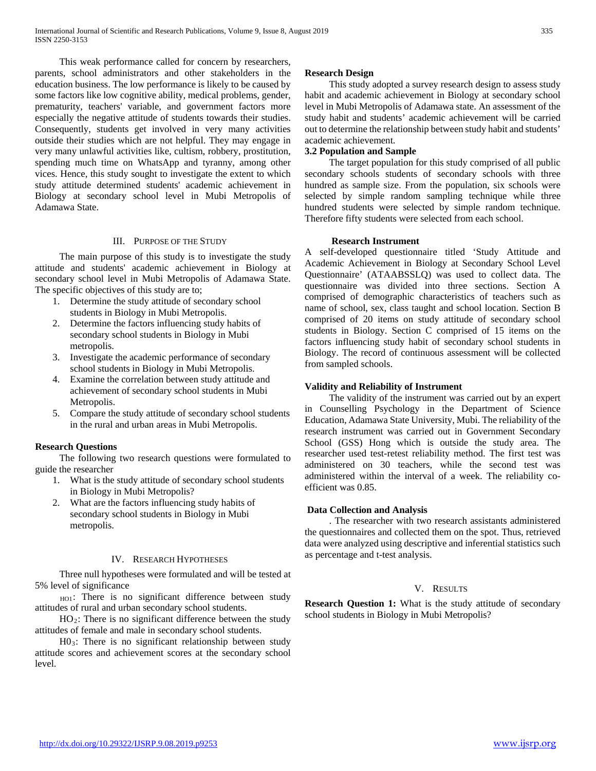This weak performance called for concern by researchers, parents, school administrators and other stakeholders in the education business. The low performance is likely to be caused by some factors like low cognitive ability, medical problems, gender, prematurity, teachers' variable, and government factors more especially the negative attitude of students towards their studies. Consequently, students get involved in very many activities outside their studies which are not helpful. They may engage in very many unlawful activities like, cultism, robbery, prostitution, spending much time on WhatsApp and tyranny, among other vices. Hence, this study sought to investigate the extent to which study attitude determined students' academic achievement in Biology at secondary school level in Mubi Metropolis of Adamawa State.

## III. Purpose of the Study

The main purpose of this study is to investigate the study attitude and students' academic achievement in Biology at secondary school level in Mubi Metropolis of Adamawa State. The specific objectives of this study are to;

1. Determine the study attitude of secondary school students in Biology in Mubi Metropolis.
2. Determine the factors influencing study habits of secondary school students in Biology in Mubi metropolis.
3. Investigate the academic performance of secondary school students in Biology in Mubi Metropolis.
4. Examine the correlation between study attitude and achievement of secondary school students in Mubi Metropolis.
5. Compare the study attitude of secondary school students in the rural and urban areas in Mubi Metropolis.

**Research Questions**

The following two research questions were formulated to guide the researcher

1. What is the study attitude of secondary school students in Biology in Mubi Metropolis?
2. What are the factors influencing study habits of secondary school students in Biology in Mubi metropolis.

## IV. Research Hypotheses

Three null hypotheses were formulated and will be tested at 5% level of significance

$_{HO1}$: There is no significant difference between study attitudes of rural and urban secondary school students.

$HO_2$: There is no significant difference between the study attitudes of female and male in secondary school students.

$H0_3$: There is no significant relationship between study attitude scores and achievement scores at the secondary school level.

**Research Design**

This study adopted a survey research design to assess study habit and academic achievement in Biology at secondary school level in Mubi Metropolis of Adamawa state. An assessment of the study habit and students' academic achievement will be carried out to determine the relationship between study habit and students' academic achievement.

**3.2 Population and Sample**

The target population for this study comprised of all public secondary schools students of secondary schools with three hundred as sample size. From the population, six schools were selected by simple random sampling technique while three hundred students were selected by simple random technique. Therefore fifty students were selected from each school.

**Research Instrument**

A self-developed questionnaire titled 'Study Attitude and Academic Achievement in Biology at Secondary School Level Questionnaire' (ATAABSSLQ) was used to collect data. The questionnaire was divided into three sections. Section A comprised of demographic characteristics of teachers such as name of school, sex, class taught and school location. Section B comprised of 20 items on study attitude of secondary school students in Biology. Section C comprised of 15 items on the factors influencing study habit of secondary school students in Biology. The record of continuous assessment will be collected from sampled schools.

**Validity and Reliability of Instrument**

The validity of the instrument was carried out by an expert in Counselling Psychology in the Department of Science Education, Adamawa State University, Mubi. The reliability of the research instrument was carried out in Government Secondary School (GSS) Hong which is outside the study area. The researcher used test-retest reliability method. The first test was administered on 30 teachers, while the second test was administered within the interval of a week. The reliability co-efficient was 0.85.

**Data Collection and Analysis**

. The researcher with two research assistants administered the questionnaires and collected them on the spot. Thus, retrieved data were analyzed using descriptive and inferential statistics such as percentage and t-test analysis.

## V. Results

**Research Question 1:** What is the study attitude of secondary school students in Biology in Mubi Metropolis?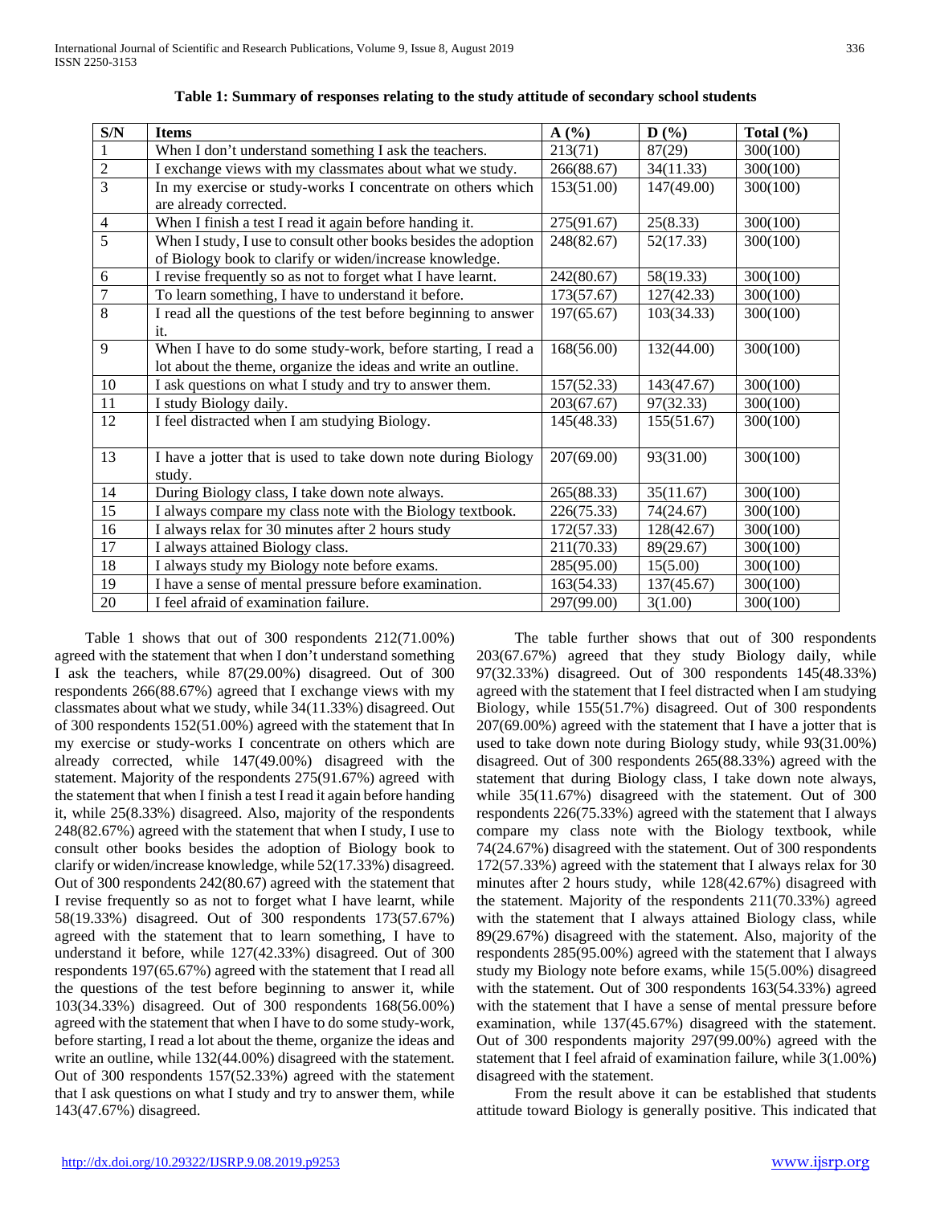**Table 1: Summary of responses relating to the study attitude of secondary school students**

| S/N | Items | A (%) | D (%) | Total (%) |
|---|---|---|---|---|
| 1 | When I don't understand something I ask the teachers. | 213(71) | 87(29) | 300(100) |
| 2 | I exchange views with my classmates about what we study. | 266(88.67) | 34(11.33) | 300(100) |
| 3 | In my exercise or study-works I concentrate on others which are already corrected. | 153(51.00) | 147(49.00) | 300(100) |
| 4 | When I finish a test I read it again before handing it. | 275(91.67) | 25(8.33) | 300(100) |
| 5 | When I study, I use to consult other books besides the adoption of Biology book to clarify or widen/increase knowledge. | 248(82.67) | 52(17.33) | 300(100) |
| 6 | I revise frequently so as not to forget what I have learnt. | 242(80.67) | 58(19.33) | 300(100) |
| 7 | To learn something, I have to understand it before. | 173(57.67) | 127(42.33) | 300(100) |
| 8 | I read all the questions of the test before beginning to answer it. | 197(65.67) | 103(34.33) | 300(100) |
| 9 | When I have to do some study-work, before starting, I read a lot about the theme, organize the ideas and write an outline. | 168(56.00) | 132(44.00) | 300(100) |
| 10 | I ask questions on what I study and try to answer them. | 157(52.33) | 143(47.67) | 300(100) |
| 11 | I study Biology daily. | 203(67.67) | 97(32.33) | 300(100) |
| 12 | I feel distracted when I am studying Biology. | 145(48.33) | 155(51.67) | 300(100) |
| 13 | I have a jotter that is used to take down note during Biology study. | 207(69.00) | 93(31.00) | 300(100) |
| 14 | During Biology class, I take down note always. | 265(88.33) | 35(11.67) | 300(100) |
| 15 | I always compare my class note with the Biology textbook. | 226(75.33) | 74(24.67) | 300(100) |
| 16 | I always relax for 30 minutes after 2 hours study | 172(57.33) | 128(42.67) | 300(100) |
| 17 | I always attained Biology class. | 211(70.33) | 89(29.67) | 300(100) |
| 18 | I always study my Biology note before exams. | 285(95.00) | 15(5.00) | 300(100) |
| 19 | I have a sense of mental pressure before examination. | 163(54.33) | 137(45.67) | 300(100) |
| 20 | I feel afraid of examination failure. | 297(99.00) | 3(1.00) | 300(100) |

Table 1 shows that out of 300 respondents 212(71.00%) agreed with the statement that when I don't understand something I ask the teachers, while 87(29.00%) disagreed. Out of 300 respondents 266(88.67%) agreed that I exchange views with my classmates about what we study, while 34(11.33%) disagreed. Out of 300 respondents 152(51.00%) agreed with the statement that In my exercise or study-works I concentrate on others which are already corrected, while 147(49.00%) disagreed with the statement. Majority of the respondents 275(91.67%) agreed with the statement that when I finish a test I read it again before handing it, while 25(8.33%) disagreed. Also, majority of the respondents 248(82.67%) agreed with the statement that when I study, I use to consult other books besides the adoption of Biology book to clarify or widen/increase knowledge, while 52(17.33%) disagreed. Out of 300 respondents 242(80.67) agreed with the statement that I revise frequently so as not to forget what I have learnt, while 58(19.33%) disagreed. Out of 300 respondents 173(57.67%) agreed with the statement that to learn something, I have to understand it before, while 127(42.33%) disagreed. Out of 300 respondents 197(65.67%) agreed with the statement that I read all the questions of the test before beginning to answer it, while 103(34.33%) disagreed. Out of 300 respondents 168(56.00%) agreed with the statement that when I have to do some study-work, before starting, I read a lot about the theme, organize the ideas and write an outline, while 132(44.00%) disagreed with the statement. Out of 300 respondents 157(52.33%) agreed with the statement that I ask questions on what I study and try to answer them, while 143(47.67%) disagreed.

The table further shows that out of 300 respondents 203(67.67%) agreed that they study Biology daily, while 97(32.33%) disagreed. Out of 300 respondents 145(48.33%) agreed with the statement that I feel distracted when I am studying Biology, while 155(51.7%) disagreed. Out of 300 respondents 207(69.00%) agreed with the statement that I have a jotter that is used to take down note during Biology study, while 93(31.00%) disagreed. Out of 300 respondents 265(88.33%) agreed with the statement that during Biology class, I take down note always, while 35(11.67%) disagreed with the statement. Out of 300 respondents 226(75.33%) agreed with the statement that I always compare my class note with the Biology textbook, while 74(24.67%) disagreed with the statement. Out of 300 respondents 172(57.33%) agreed with the statement that I always relax for 30 minutes after 2 hours study, while 128(42.67%) disagreed with the statement. Majority of the respondents 211(70.33%) agreed with the statement that I always attained Biology class, while 89(29.67%) disagreed with the statement. Also, majority of the respondents 285(95.00%) agreed with the statement that I always study my Biology note before exams, while 15(5.00%) disagreed with the statement. Out of 300 respondents 163(54.33%) agreed with the statement that I have a sense of mental pressure before examination, while 137(45.67%) disagreed with the statement. Out of 300 respondents majority 297(99.00%) agreed with the statement that I feel afraid of examination failure, while 3(1.00%) disagreed with the statement.

From the result above it can be established that students attitude toward Biology is generally positive. This indicated that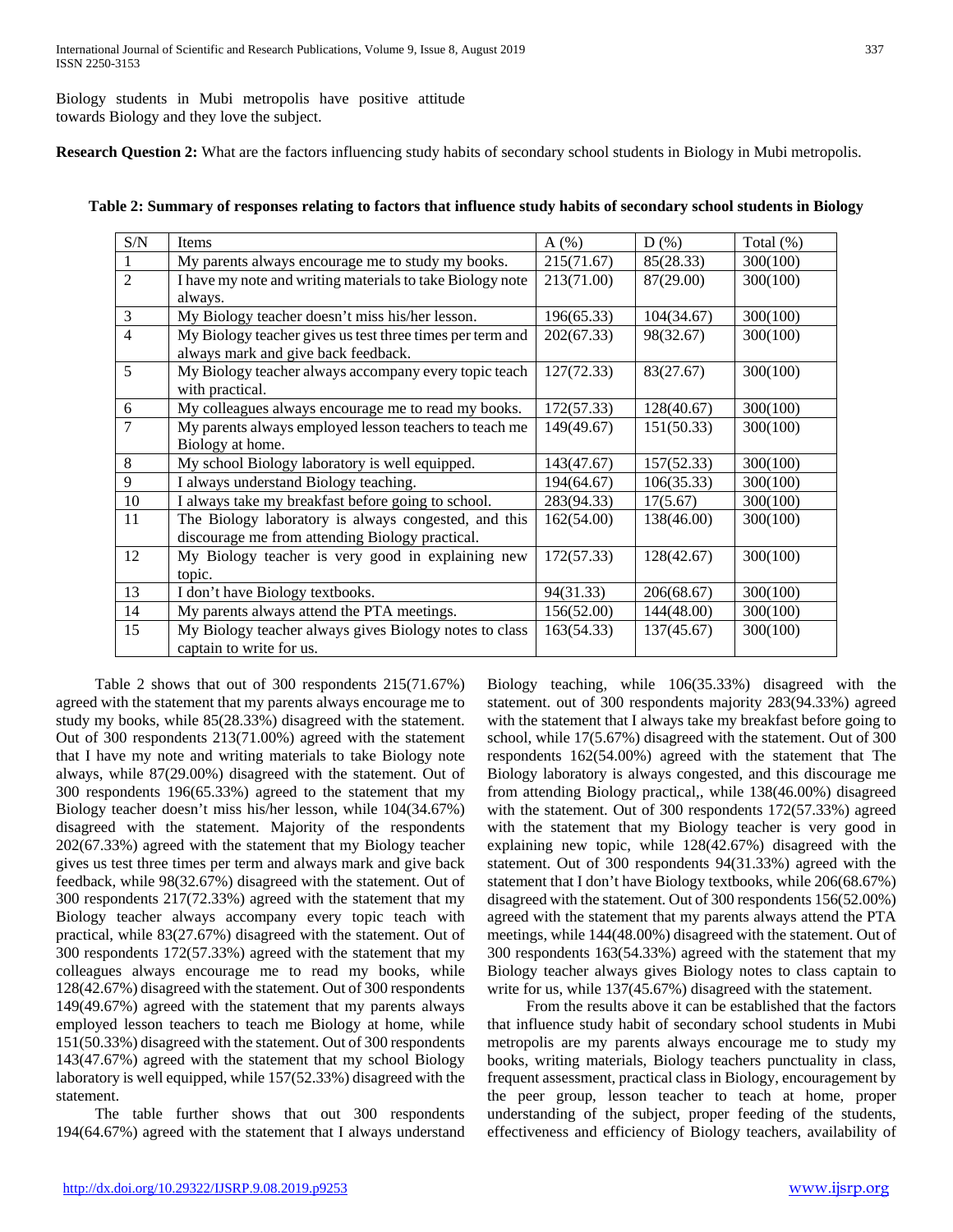Biology students in Mubi metropolis have positive attitude towards Biology and they love the subject.

**Research Question 2:** What are the factors influencing study habits of secondary school students in Biology in Mubi metropolis.

**Table 2: Summary of responses relating to factors that influence study habits of secondary school students in Biology**

| S/N | Items | A (%) | D (%) | Total (%) |
|---|---|---|---|---|
| 1 | My parents always encourage me to study my books. | 215(71.67) | 85(28.33) | 300(100) |
| 2 | I have my note and writing materials to take Biology note always. | 213(71.00) | 87(29.00) | 300(100) |
| 3 | My Biology teacher doesn't miss his/her lesson. | 196(65.33) | 104(34.67) | 300(100) |
| 4 | My Biology teacher gives us test three times per term and always mark and give back feedback. | 202(67.33) | 98(32.67) | 300(100) |
| 5 | My Biology teacher always accompany every topic teach with practical. | 127(72.33) | 83(27.67) | 300(100) |
| 6 | My colleagues always encourage me to read my books. | 172(57.33) | 128(40.67) | 300(100) |
| 7 | My parents always employed lesson teachers to teach me Biology at home. | 149(49.67) | 151(50.33) | 300(100) |
| 8 | My school Biology laboratory is well equipped. | 143(47.67) | 157(52.33) | 300(100) |
| 9 | I always understand Biology teaching. | 194(64.67) | 106(35.33) | 300(100) |
| 10 | I always take my breakfast before going to school. | 283(94.33) | 17(5.67) | 300(100) |
| 11 | The Biology laboratory is always congested, and this discourage me from attending Biology practical. | 162(54.00) | 138(46.00) | 300(100) |
| 12 | My Biology teacher is very good in explaining new topic. | 172(57.33) | 128(42.67) | 300(100) |
| 13 | I don't have Biology textbooks. | 94(31.33) | 206(68.67) | 300(100) |
| 14 | My parents always attend the PTA meetings. | 156(52.00) | 144(48.00) | 300(100) |
| 15 | My Biology teacher always gives Biology notes to class captain to write for us. | 163(54.33) | 137(45.67) | 300(100) |

Table 2 shows that out of 300 respondents 215(71.67%) agreed with the statement that my parents always encourage me to study my books, while 85(28.33%) disagreed with the statement. Out of 300 respondents 213(71.00%) agreed with the statement that I have my note and writing materials to take Biology note always, while 87(29.00%) disagreed with the statement. Out of 300 respondents 196(65.33%) agreed to the statement that my Biology teacher doesn't miss his/her lesson, while 104(34.67%) disagreed with the statement. Majority of the respondents 202(67.33%) agreed with the statement that my Biology teacher gives us test three times per term and always mark and give back feedback, while 98(32.67%) disagreed with the statement. Out of 300 respondents 217(72.33%) agreed with the statement that my Biology teacher always accompany every topic teach with practical, while 83(27.67%) disagreed with the statement. Out of 300 respondents 172(57.33%) agreed with the statement that my colleagues always encourage me to read my books, while 128(42.67%) disagreed with the statement. Out of 300 respondents 149(49.67%) agreed with the statement that my parents always employed lesson teachers to teach me Biology at home, while 151(50.33%) disagreed with the statement. Out of 300 respondents 143(47.67%) agreed with the statement that my school Biology laboratory is well equipped, while 157(52.33%) disagreed with the statement.

The table further shows that out 300 respondents 194(64.67%) agreed with the statement that I always understand Biology teaching, while 106(35.33%) disagreed with the statement. out of 300 respondents majority 283(94.33%) agreed with the statement that I always take my breakfast before going to school, while 17(5.67%) disagreed with the statement. Out of 300 respondents 162(54.00%) agreed with the statement that The Biology laboratory is always congested, and this discourage me from attending Biology practical,, while 138(46.00%) disagreed with the statement. Out of 300 respondents 172(57.33%) agreed with the statement that my Biology teacher is very good in explaining new topic, while 128(42.67%) disagreed with the statement. Out of 300 respondents 94(31.33%) agreed with the statement that I don't have Biology textbooks, while 206(68.67%) disagreed with the statement. Out of 300 respondents 156(52.00%) agreed with the statement that my parents always attend the PTA meetings, while 144(48.00%) disagreed with the statement. Out of 300 respondents 163(54.33%) agreed with the statement that my Biology teacher always gives Biology notes to class captain to write for us, while 137(45.67%) disagreed with the statement.

From the results above it can be established that the factors that influence study habit of secondary school students in Mubi metropolis are my parents always encourage me to study my books, writing materials, Biology teachers punctuality in class, frequent assessment, practical class in Biology, encouragement by the peer group, lesson teacher to teach at home, proper understanding of the subject, proper feeding of the students, effectiveness and efficiency of Biology teachers, availability of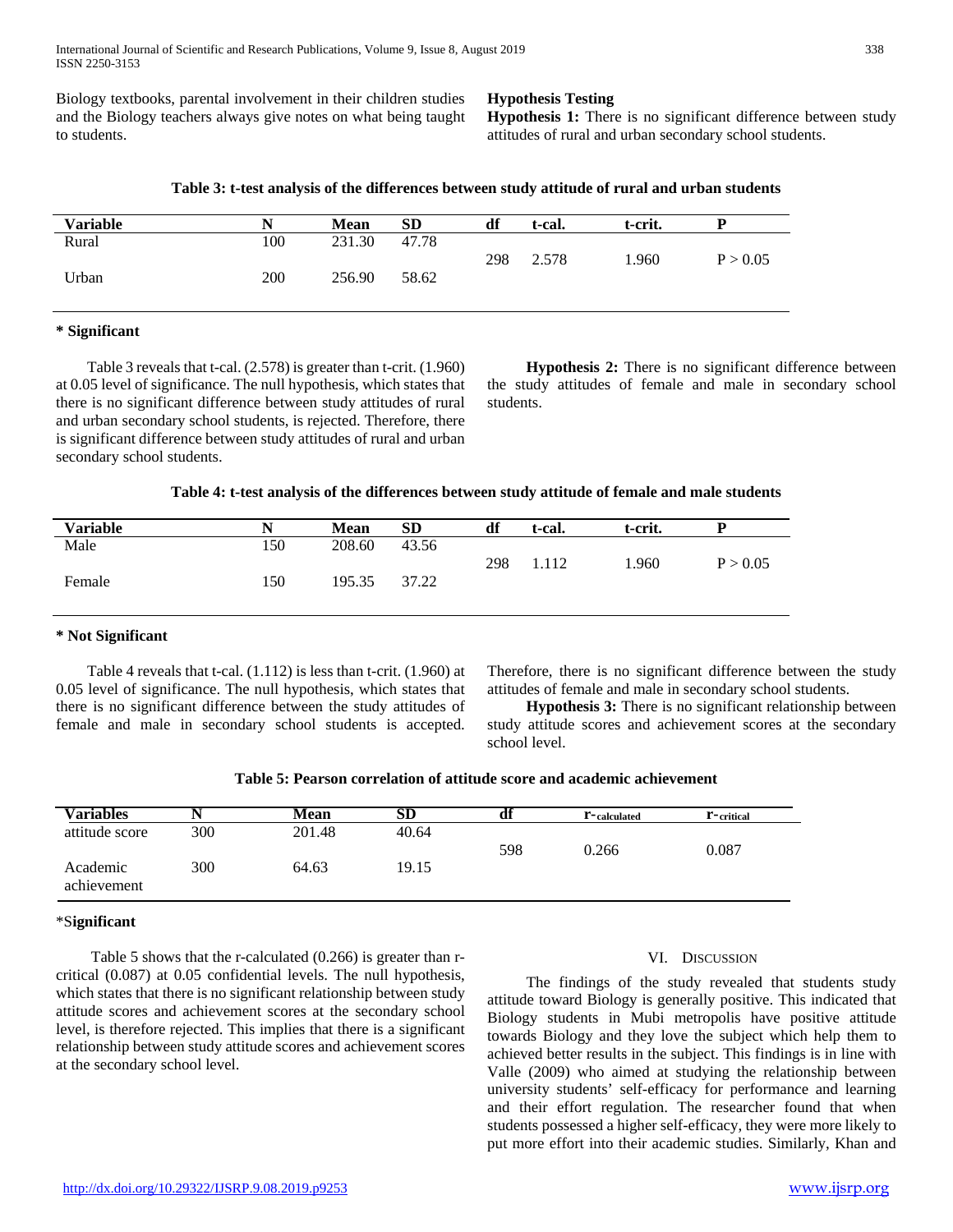Biology textbooks, parental involvement in their children studies and the Biology teachers always give notes on what being taught to students.

### Hypothesis Testing

**Hypothesis 1:** There is no significant difference between study attitudes of rural and urban secondary school students.

**Table 3: t-test analysis of the differences between study attitude of rural and urban students**

| Variable | N | Mean | SD | df | t-cal. | t-crit. | P |
|---|---|---|---|---|---|---|---|
| Rural | 100 | 231.30 | 47.78 | 298 | 2.578 | 1.960 | P > 0.05 |
| Urban | 200 | 256.90 | 58.62 | | | | |

**\* Significant**

Table 3 reveals that t-cal. (2.578) is greater than t-crit. (1.960) at 0.05 level of significance. The null hypothesis, which states that there is no significant difference between study attitudes of rural and urban secondary school students, is rejected. Therefore, there is significant difference between study attitudes of rural and urban secondary school students.

**Hypothesis 2:** There is no significant difference between the study attitudes of female and male in secondary school students.

**Table 4: t-test analysis of the differences between study attitude of female and male students**

| Variable | N | Mean | SD | df | t-cal. | t-crit. | P |
|---|---|---|---|---|---|---|---|
| Male | 150 | 208.60 | 43.56 | 298 | 1.112 | 1.960 | P > 0.05 |
| Female | 150 | 195.35 | 37.22 | | | | |

**\* Not Significant**

Table 4 reveals that t-cal. (1.112) is less than t-crit. (1.960) at 0.05 level of significance. The null hypothesis, which states that there is no significant difference between the study attitudes of female and male in secondary school students is accepted. Therefore, there is no significant difference between the study attitudes of female and male in secondary school students.

**Hypothesis 3:** There is no significant relationship between study attitude scores and achievement scores at the secondary school level.

**Table 5: Pearson correlation of attitude score and academic achievement**

| Variables | N | Mean | SD | df | $r_{calculated}$ | $r_{critical}$ |
|---|---|---|---|---|---|---|
| attitude score | 300 | 201.48 | 40.64 | 598 | 0.266 | 0.087 |
| Academic achievement | 300 | 64.63 | 19.15 | | | |

\***Significant**

Table 5 shows that the r-calculated (0.266) is greater than r-critical (0.087) at 0.05 confidential levels. The null hypothesis, which states that there is no significant relationship between study attitude scores and achievement scores at the secondary school level, is therefore rejected. This implies that there is a significant relationship between study attitude scores and achievement scores at the secondary school level.

## VI. Discussion

The findings of the study revealed that students study attitude toward Biology is generally positive. This indicated that Biology students in Mubi metropolis have positive attitude towards Biology and they love the subject which help them to achieved better results in the subject. This findings is in line with Valle (2009) who aimed at studying the relationship between university students' self-efficacy for performance and learning and their effort regulation. The researcher found that when students possessed a higher self-efficacy, they were more likely to put more effort into their academic studies. Similarly, Khan and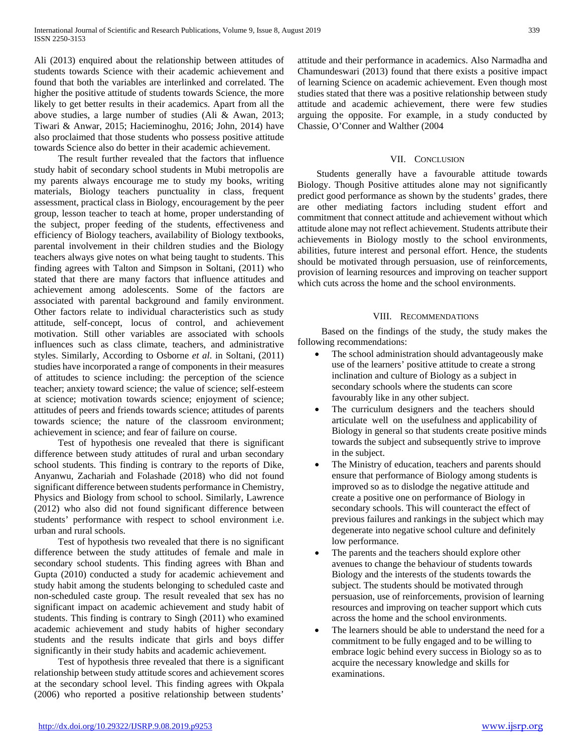Ali (2013) enquired about the relationship between attitudes of students towards Science with their academic achievement and found that both the variables are interlinked and correlated. The higher the positive attitude of students towards Science, the more likely to get better results in their academics. Apart from all the above studies, a large number of studies (Ali & Awan, 2013; Tiwari & Anwar, 2015; Hacieminoghu, 2016; John, 2014) have also proclaimed that those students who possess positive attitude towards Science also do better in their academic achievement.

The result further revealed that the factors that influence study habit of secondary school students in Mubi metropolis are my parents always encourage me to study my books, writing materials, Biology teachers punctuality in class, frequent assessment, practical class in Biology, encouragement by the peer group, lesson teacher to teach at home, proper understanding of the subject, proper feeding of the students, effectiveness and efficiency of Biology teachers, availability of Biology textbooks, parental involvement in their children studies and the Biology teachers always give notes on what being taught to students. This finding agrees with Talton and Simpson in Soltani, (2011) who stated that there are many factors that influence attitudes and achievement among adolescents. Some of the factors are associated with parental background and family environment. Other factors relate to individual characteristics such as study attitude, self-concept, locus of control, and achievement motivation. Still other variables are associated with schools influences such as class climate, teachers, and administrative styles. Similarly, According to Osborne *et al*. in Soltani, (2011) studies have incorporated a range of components in their measures of attitudes to science including: the perception of the science teacher; anxiety toward science; the value of science; self-esteem at science; motivation towards science; enjoyment of science; attitudes of peers and friends towards science; attitudes of parents towards science; the nature of the classroom environment; achievement in science; and fear of failure on course.

Test of hypothesis one revealed that there is significant difference between study attitudes of rural and urban secondary school students. This finding is contrary to the reports of Dike, Anyanwu, Zachariah and Folashade (2018) who did not found significant difference between students performance in Chemistry, Physics and Biology from school to school. Similarly, Lawrence (2012) who also did not found significant difference between students' performance with respect to school environment i.e. urban and rural schools.

Test of hypothesis two revealed that there is no significant difference between the study attitudes of female and male in secondary school students. This finding agrees with Bhan and Gupta (2010) conducted a study for academic achievement and study habit among the students belonging to scheduled caste and non-scheduled caste group. The result revealed that sex has no significant impact on academic achievement and study habit of students. This finding is contrary to Singh (2011) who examined academic achievement and study habits of higher secondary students and the results indicate that girls and boys differ significantly in their study habits and academic achievement.

Test of hypothesis three revealed that there is a significant relationship between study attitude scores and achievement scores at the secondary school level. This finding agrees with Okpala (2006) who reported a positive relationship between students' attitude and their performance in academics. Also Narmadha and Chamundeswari (2013) found that there exists a positive impact of learning Science on academic achievement. Even though most studies stated that there was a positive relationship between study attitude and academic achievement, there were few studies arguing the opposite. For example, in a study conducted by Chassie, O'Conner and Walther (2004

## VII. Conclusion

Students generally have a favourable attitude towards Biology. Though Positive attitudes alone may not significantly predict good performance as shown by the students' grades, there are other mediating factors including student effort and commitment that connect attitude and achievement without which attitude alone may not reflect achievement. Students attribute their achievements in Biology mostly to the school environments, abilities, future interest and personal effort. Hence, the students should be motivated through persuasion, use of reinforcements, provision of learning resources and improving on teacher support which cuts across the home and the school environments.

## VIII. Recommendations

Based on the findings of the study, the study makes the following recommendations:

- The school administration should advantageously make use of the learners' positive attitude to create a strong inclination and culture of Biology as a subject in secondary schools where the students can score favourably like in any other subject.
- The curriculum designers and the teachers should articulate well on the usefulness and applicability of Biology in general so that students create positive minds towards the subject and subsequently strive to improve in the subject.
- The Ministry of education, teachers and parents should ensure that performance of Biology among students is improved so as to dislodge the negative attitude and create a positive one on performance of Biology in secondary schools. This will counteract the effect of previous failures and rankings in the subject which may degenerate into negative school culture and definitely low performance.
- The parents and the teachers should explore other avenues to change the behaviour of students towards Biology and the interests of the students towards the subject. The students should be motivated through persuasion, use of reinforcements, provision of learning resources and improving on teacher support which cuts across the home and the school environments.
- The learners should be able to understand the need for a commitment to be fully engaged and to be willing to embrace logic behind every success in Biology so as to acquire the necessary knowledge and skills for examinations.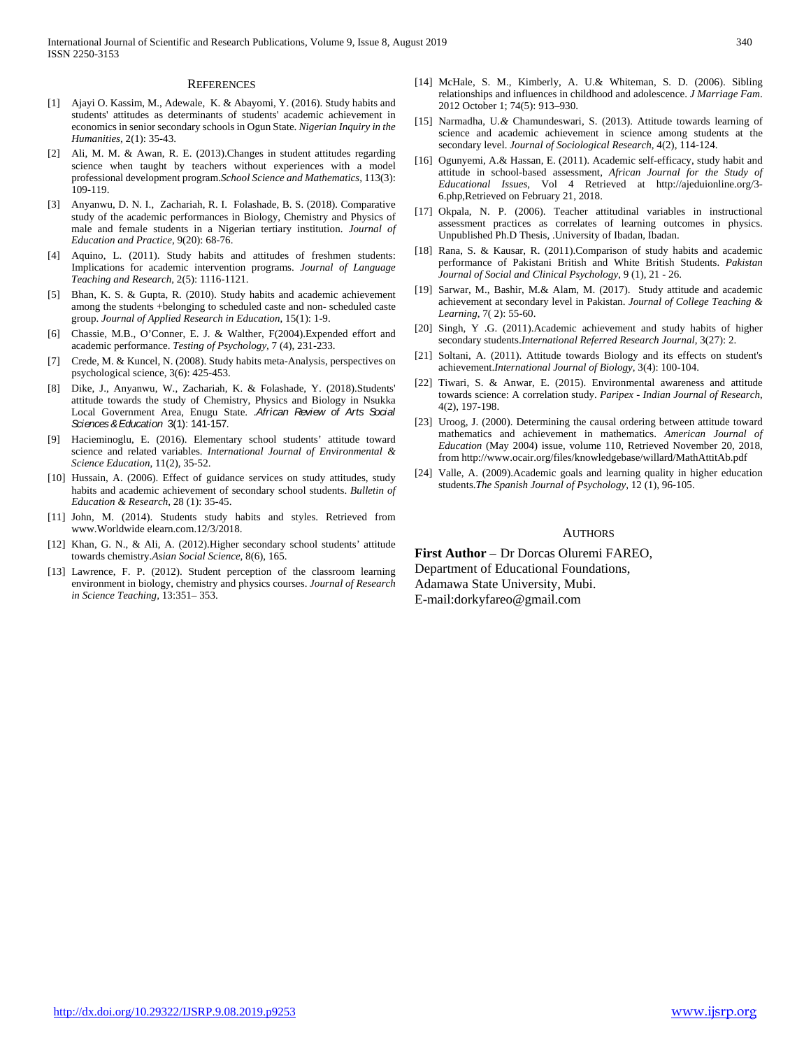## REFERENCES

[1] Ajayi O. Kassim, M., Adewale, K. & Abayomi, Y. (2016). Study habits and students' attitudes as determinants of students' academic achievement in economics in senior secondary schools in Ogun State. *Nigerian Inquiry in the Humanities*, 2(1): 35-43.

[2] Ali, M. M. & Awan, R. E. (2013).Changes in student attitudes regarding science when taught by teachers without experiences with a model professional development program.*School Science and Mathematics*, 113(3): 109-119.

[3] Anyanwu, D. N. I., Zachariah, R. I. Folashade, B. S. (2018). Comparative study of the academic performances in Biology, Chemistry and Physics of male and female students in a Nigerian tertiary institution. *Journal of Education and Practice*, 9(20): 68-76.

[4] Aquino, L. (2011). Study habits and attitudes of freshmen students: Implications for academic intervention programs. *Journal of Language Teaching and Research*, 2(5): 1116-1121.

[5] Bhan, K. S. & Gupta, R. (2010). Study habits and academic achievement among the students +belonging to scheduled caste and non- scheduled caste group. *Journal of Applied Research in Education*, 15(1): 1-9.

[6] Chassie, M.B., O'Conner, E. J. & Walther, F(2004).Expended effort and academic performance. *Testing of Psychology*, 7 (4), 231-233.

[7] Crede, M. & Kuncel, N. (2008). Study habits meta-Analysis, perspectives on psychological science, 3(6): 425-453.

[8] Dike, J., Anyanwu, W., Zachariah, K. & Folashade, Y. (2018).Students' attitude towards the study of Chemistry, Physics and Biology in Nsukka Local Government Area, Enugu State. .*African Review of Arts Social Sciences & Education* 3(1): 141-157.

[9] Hacieminoglu, E. (2016). Elementary school students' attitude toward science and related variables. *International Journal of Environmental & Science Education*, 11(2), 35-52.

[10] Hussain, A. (2006). Effect of guidance services on study attitudes, study habits and academic achievement of secondary school students. *Bulletin of Education & Research*, 28 (1): 35-45.

[11] John, M. (2014). Students study habits and styles. Retrieved from www.Worldwide elearn.com.12/3/2018.

[12] Khan, G. N., & Ali, A. (2012).Higher secondary school students' attitude towards chemistry.*Asian Social Science*, 8(6), 165.

[13] Lawrence, F. P. (2012). Student perception of the classroom learning environment in biology, chemistry and physics courses. *Journal of Research in Science Teaching*, 13:351– 353.

[14] McHale, S. M., Kimberly, A. U.& Whiteman, S. D. (2006). Sibling relationships and influences in childhood and adolescence. *J Marriage Fam*. 2012 October 1; 74(5): 913–930.

[15] Narmadha, U.& Chamundeswari, S. (2013). Attitude towards learning of science and academic achievement in science among students at the secondary level. *Journal of Sociological Research*, 4(2), 114-124.

[16] Ogunyemi, A.& Hassan, E. (2011). Academic self-efficacy, study habit and attitude in school-based assessment, *African Journal for the Study of Educational Issues*, Vol 4 Retrieved at http://ajeduionline.org/3-6.php,Retrieved on February 21, 2018.

[17] Okpala, N. P. (2006). Teacher attitudinal variables in instructional assessment practices as correlates of learning outcomes in physics. Unpublished Ph.D Thesis, .University of Ibadan, Ibadan.

[18] Rana, S. & Kausar, R. (2011).Comparison of study habits and academic performance of Pakistani British and White British Students. *Pakistan Journal of Social and Clinical Psychology*, 9 (1), 21 - 26.

[19] Sarwar, M., Bashir, M.& Alam, M. (2017). Study attitude and academic achievement at secondary level in Pakistan. *Journal of College Teaching & Learning*, 7( 2): 55-60.

[20] Singh, Y .G. (2011).Academic achievement and study habits of higher secondary students.*International Referred Research Journal*, 3(27): 2.

[21] Soltani, A. (2011). Attitude towards Biology and its effects on student's achievement.*International Journal of Biology*, 3(4): 100-104.

[22] Tiwari, S. & Anwar, E. (2015). Environmental awareness and attitude towards science: A correlation study. *Paripex - Indian Journal of Research*, 4(2), 197-198.

[23] Uroog, J. (2000). Determining the causal ordering between attitude toward mathematics and achievement in mathematics. *American Journal of Education* (May 2004) issue, volume 110, Retrieved November 20, 2018, from http://www.ocair.org/files/knowledgebase/willard/MathAttitAb.pdf

[24] Valle, A. (2009).Academic goals and learning quality in higher education students.*The Spanish Journal of Psychology*, 12 (1), 96-105.

## AUTHORS

**First Author** – Dr Dorcas Oluremi FAREO, Department of Educational Foundations, Adamawa State University, Mubi. E-mail:dorkyfareo@gmail.com